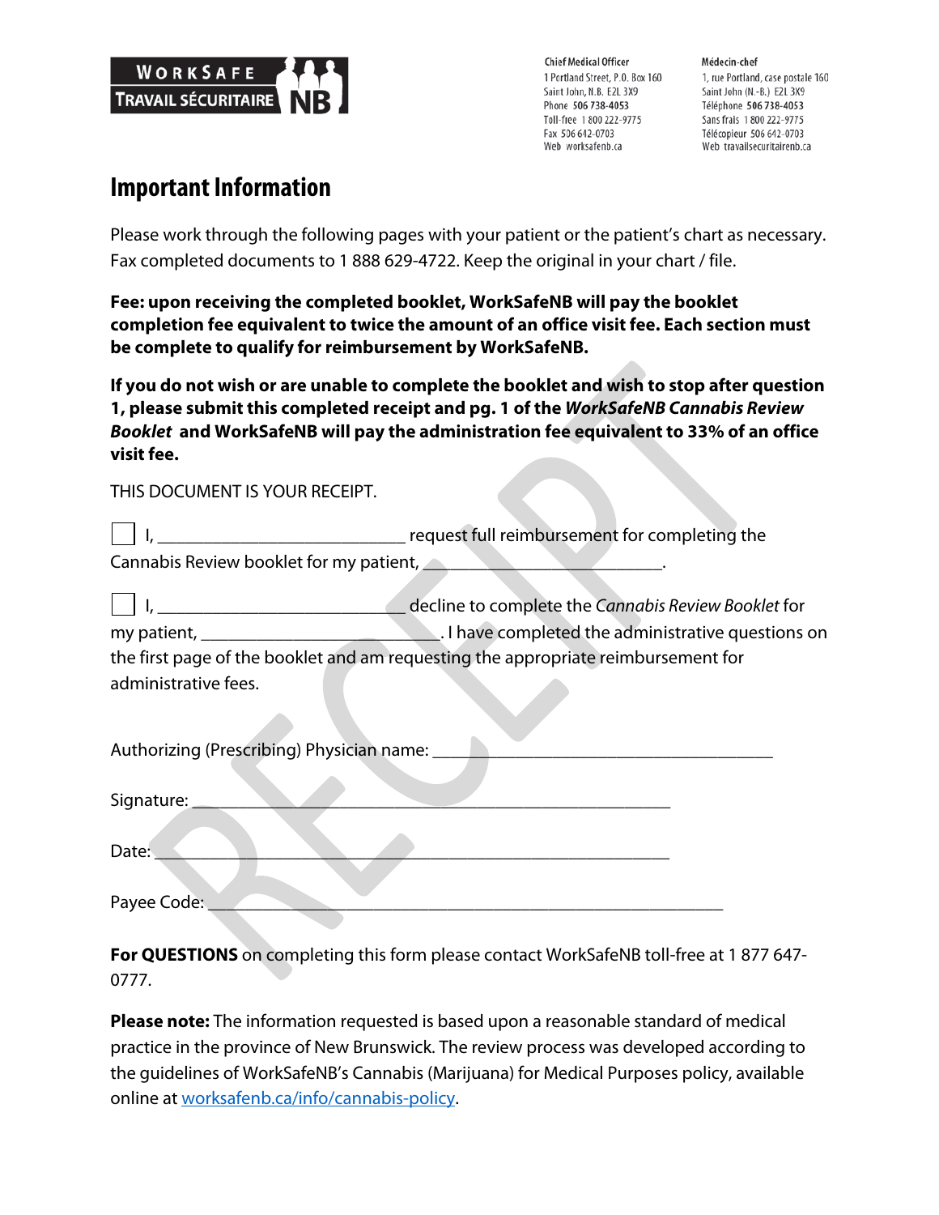WORKSAFE
TRAVAIL SÉCURITAIRE NB

Chief Medical Officer
1 Portland Street, P.O. Box 160
Saint John, N.B. E2L 3X9
Phone 506 738-4053
Toll-free 1 800 222-9775
Fax 506 642-0703
Web worksafenb.ca

Médecin-chef
1, rue Portland, case postale 160
Saint John (N.-B.) E2L 3X9
Téléphone 506 738-4053
Sans frais 1 800 222-9775
Télécopieur 506 642-0703
Web travailsecuritairenb.ca

# Important Information

Please work through the following pages with your patient or the patient's chart as necessary. Fax completed documents to 1 888 629-4722. Keep the original in your chart / file.

**Fee: upon receiving the completed booklet, WorkSafeNB will pay the booklet completion fee equivalent to twice the amount of an office visit fee. Each section must be complete to qualify for reimbursement by WorkSafeNB.**

**If you do not wish or are unable to complete the booklet and wish to stop after question 1, please submit this completed receipt and pg. 1 of the *WorkSafeNB Cannabis Review Booklet* and WorkSafeNB will pay the administration fee equivalent to 33% of an office visit fee.**

THIS DOCUMENT IS YOUR RECEIPT.

☐ I, ___________________________ request full reimbursement for completing the Cannabis Review booklet for my patient, ___________________________.

☐ I, ___________________________ decline to complete the *Cannabis Review Booklet* for my patient, ___________________________. I have completed the administrative questions on the first page of the booklet and am requesting the appropriate reimbursement for administrative fees.

Authorizing (Prescribing) Physician name: ______________________________________

Signature: ______________________________________________________

Date: _________________________________________________________

Payee Code: _______________________________________________________

**For QUESTIONS** on completing this form please contact WorkSafeNB toll-free at 1 877 647-0777.

**Please note:** The information requested is based upon a reasonable standard of medical practice in the province of New Brunswick. The review process was developed according to the guidelines of WorkSafeNB's Cannabis (Marijuana) for Medical Purposes policy, available online at worksafenb.ca/info/cannabis-policy.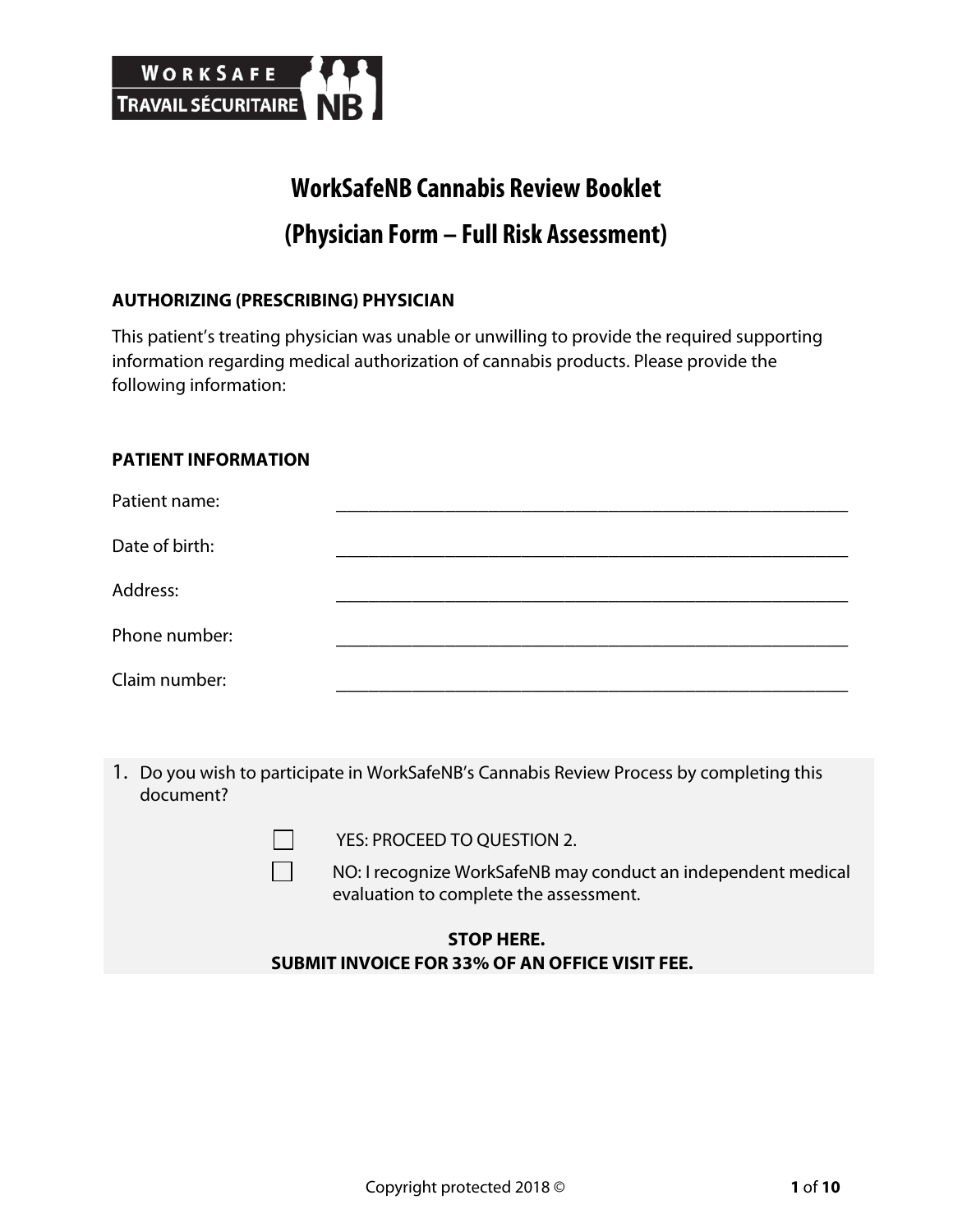# WorkSafeNB Cannabis Review Booklet

# (Physician Form – Full Risk Assessment)

**AUTHORIZING (PRESCRIBING) PHYSICIAN**

This patient's treating physician was unable or unwilling to provide the required supporting information regarding medical authorization of cannabis products. Please provide the following information:

**PATIENT INFORMATION**

Patient name: ______________________________________________

Date of birth: ______________________________________________

Address: ______________________________________________

Phone number: ______________________________________________

Claim number: ______________________________________________

1. Do you wish to participate in WorkSafeNB's Cannabis Review Process by completing this document?

   ☐ YES: PROCEED TO QUESTION 2.

   ☐ NO: I recognize WorkSafeNB may conduct an independent medical evaluation to complete the assessment.

**STOP HERE.**
**SUBMIT INVOICE FOR 33% OF AN OFFICE VISIT FEE.**

Copyright protected 2018 ©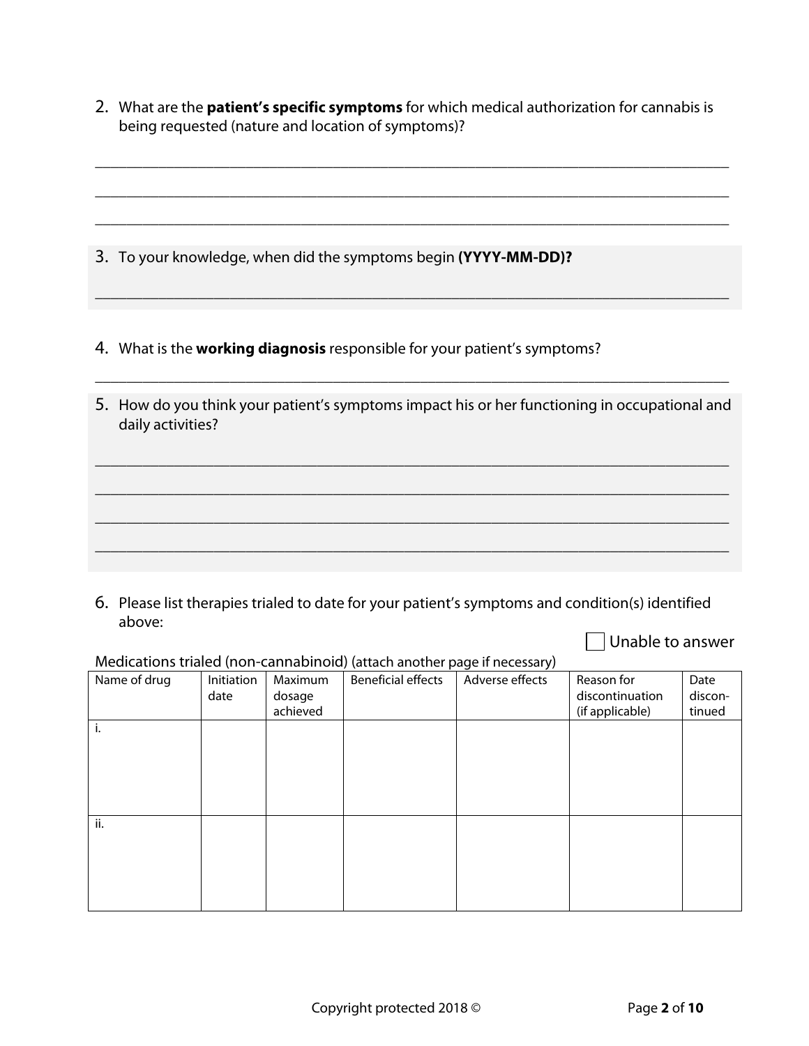2. What are the **patient's specific symptoms** for which medical authorization for cannabis is being requested (nature and location of symptoms)?

_______________________________________________________________________________

_______________________________________________________________________________

_______________________________________________________________________________

3. To your knowledge, when did the symptoms begin **(YYYY-MM-DD)?**

_______________________________________________________________________________

4. What is the **working diagnosis** responsible for your patient's symptoms?

_______________________________________________________________________________

5. How do you think your patient's symptoms impact his or her functioning in occupational and daily activities?

_______________________________________________________________________________

_______________________________________________________________________________

_______________________________________________________________________________

_______________________________________________________________________________

6. Please list therapies trialed to date for your patient's symptoms and condition(s) identified above:

☐ Unable to answer

Medications trialed (non-cannabinoid) (attach another page if necessary)

| Name of drug | Initiation date | Maximum dosage achieved | Beneficial effects | Adverse effects | Reason for discontinuation (if applicable) | Date discon-tinued |
|---|---|---|---|---|---|---|
| i. | | | | | | |
| ii. | | | | | | |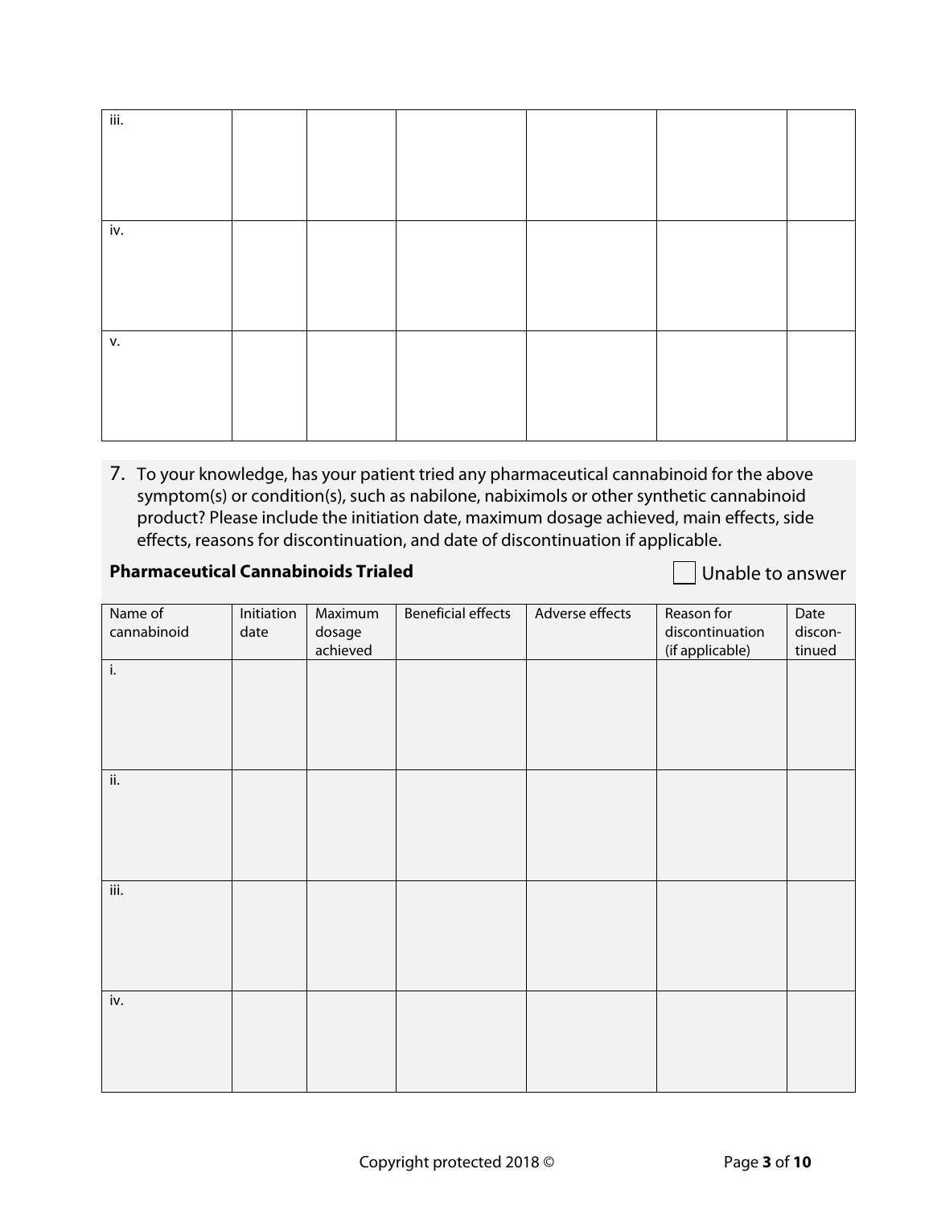| iii. | | | | | | |
|---|---|---|---|---|---|---|
| iv. | | | | | | |
| v. | | | | | | |

7. To your knowledge, has your patient tried any pharmaceutical cannabinoid for the above symptom(s) or condition(s), such as nabilone, nabiximols or other synthetic cannabinoid product? Please include the initiation date, maximum dosage achieved, main effects, side effects, reasons for discontinuation, and date of discontinuation if applicable.

**Pharmaceutical Cannabinoids Trialed**

☐ Unable to answer

| Name of cannabinoid | Initiation date | Maximum dosage achieved | Beneficial effects | Adverse effects | Reason for discontinuation (if applicable) | Date discon-tinued |
|---|---|---|---|---|---|---|
| i. | | | | | | |
| ii. | | | | | | |
| iii. | | | | | | |
| iv. | | | | | | |

Copyright protected 2018 ©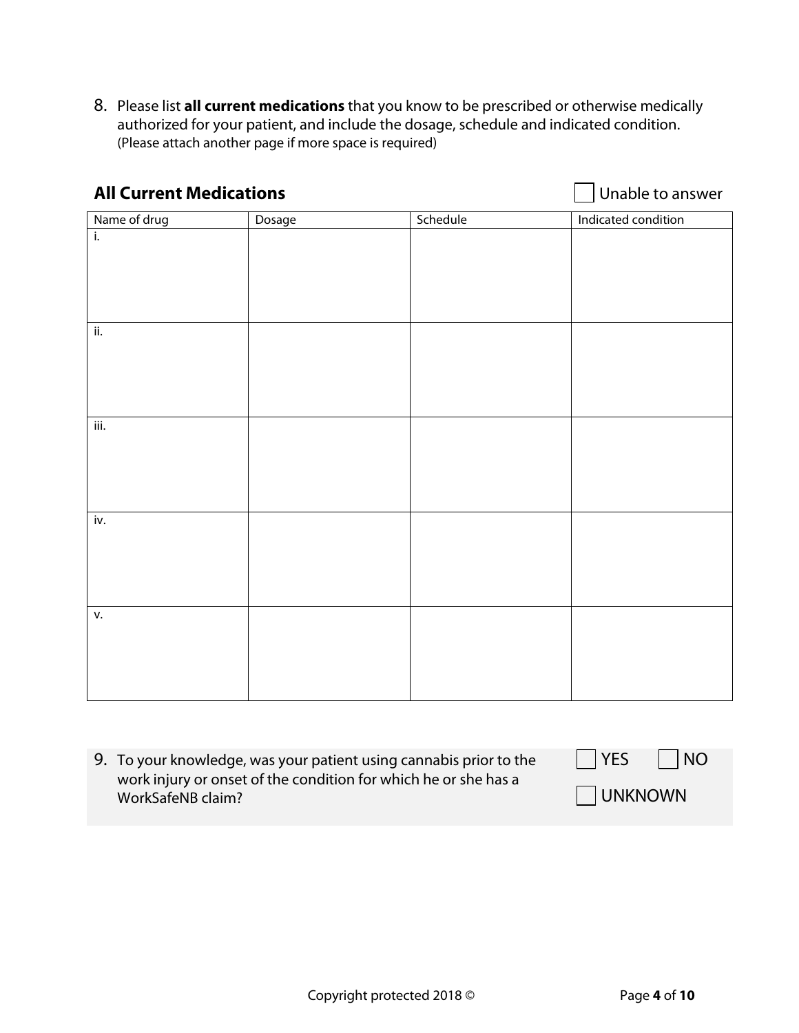8. Please list **all current medications** that you know to be prescribed or otherwise medically authorized for your patient, and include the dosage, schedule and indicated condition. (Please attach another page if more space is required)

## All Current Medications

☐ Unable to answer

| Name of drug | Dosage | Schedule | Indicated condition |
|---|---|---|---|
| i. | | | |
| ii. | | | |
| iii. | | | |
| iv. | | | |
| v. | | | |

9. To your knowledge, was your patient using cannabis prior to the work injury or onset of the condition for which he or she has a WorkSafeNB claim?

☐ YES ☐ NO

☐ UNKNOWN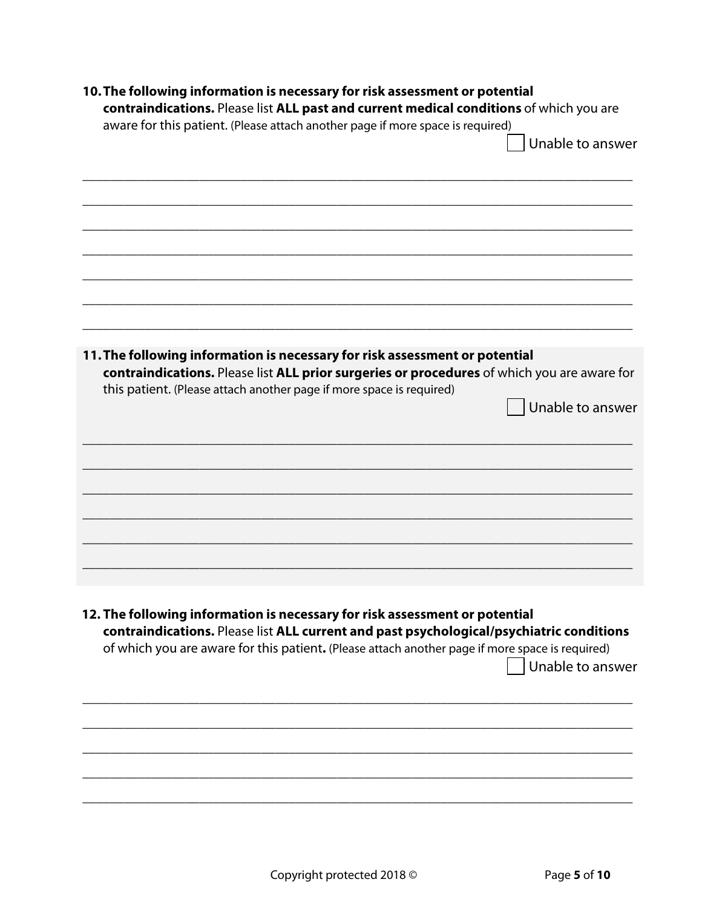**10. The following information is necessary for risk assessment or potential contraindications.** Please list **ALL past and current medical conditions** of which you are aware for this patient. (Please attach another page if more space is required)

☐ Unable to answer

\_\_\_\_\_\_\_\_\_\_\_\_\_\_\_\_\_\_\_\_\_\_\_\_\_\_\_\_\_\_\_\_\_\_\_\_\_\_\_\_\_\_\_\_\_\_\_\_\_\_\_\_\_\_\_\_\_\_\_\_\_\_\_\_\_\_\_\_\_\_\_\_\_\_\_\_

\_\_\_\_\_\_\_\_\_\_\_\_\_\_\_\_\_\_\_\_\_\_\_\_\_\_\_\_\_\_\_\_\_\_\_\_\_\_\_\_\_\_\_\_\_\_\_\_\_\_\_\_\_\_\_\_\_\_\_\_\_\_\_\_\_\_\_\_\_\_\_\_\_\_\_\_

\_\_\_\_\_\_\_\_\_\_\_\_\_\_\_\_\_\_\_\_\_\_\_\_\_\_\_\_\_\_\_\_\_\_\_\_\_\_\_\_\_\_\_\_\_\_\_\_\_\_\_\_\_\_\_\_\_\_\_\_\_\_\_\_\_\_\_\_\_\_\_\_\_\_\_\_

\_\_\_\_\_\_\_\_\_\_\_\_\_\_\_\_\_\_\_\_\_\_\_\_\_\_\_\_\_\_\_\_\_\_\_\_\_\_\_\_\_\_\_\_\_\_\_\_\_\_\_\_\_\_\_\_\_\_\_\_\_\_\_\_\_\_\_\_\_\_\_\_\_\_\_\_

\_\_\_\_\_\_\_\_\_\_\_\_\_\_\_\_\_\_\_\_\_\_\_\_\_\_\_\_\_\_\_\_\_\_\_\_\_\_\_\_\_\_\_\_\_\_\_\_\_\_\_\_\_\_\_\_\_\_\_\_\_\_\_\_\_\_\_\_\_\_\_\_\_\_\_\_

\_\_\_\_\_\_\_\_\_\_\_\_\_\_\_\_\_\_\_\_\_\_\_\_\_\_\_\_\_\_\_\_\_\_\_\_\_\_\_\_\_\_\_\_\_\_\_\_\_\_\_\_\_\_\_\_\_\_\_\_\_\_\_\_\_\_\_\_\_\_\_\_\_\_\_\_

\_\_\_\_\_\_\_\_\_\_\_\_\_\_\_\_\_\_\_\_\_\_\_\_\_\_\_\_\_\_\_\_\_\_\_\_\_\_\_\_\_\_\_\_\_\_\_\_\_\_\_\_\_\_\_\_\_\_\_\_\_\_\_\_\_\_\_\_\_\_\_\_\_\_\_\_

**11. The following information is necessary for risk assessment or potential contraindications.** Please list **ALL prior surgeries or procedures** of which you are aware for this patient. (Please attach another page if more space is required)

☐ Unable to answer

\_\_\_\_\_\_\_\_\_\_\_\_\_\_\_\_\_\_\_\_\_\_\_\_\_\_\_\_\_\_\_\_\_\_\_\_\_\_\_\_\_\_\_\_\_\_\_\_\_\_\_\_\_\_\_\_\_\_\_\_\_\_\_\_\_\_\_\_\_\_\_\_\_\_\_\_

\_\_\_\_\_\_\_\_\_\_\_\_\_\_\_\_\_\_\_\_\_\_\_\_\_\_\_\_\_\_\_\_\_\_\_\_\_\_\_\_\_\_\_\_\_\_\_\_\_\_\_\_\_\_\_\_\_\_\_\_\_\_\_\_\_\_\_\_\_\_\_\_\_\_\_\_

\_\_\_\_\_\_\_\_\_\_\_\_\_\_\_\_\_\_\_\_\_\_\_\_\_\_\_\_\_\_\_\_\_\_\_\_\_\_\_\_\_\_\_\_\_\_\_\_\_\_\_\_\_\_\_\_\_\_\_\_\_\_\_\_\_\_\_\_\_\_\_\_\_\_\_\_

\_\_\_\_\_\_\_\_\_\_\_\_\_\_\_\_\_\_\_\_\_\_\_\_\_\_\_\_\_\_\_\_\_\_\_\_\_\_\_\_\_\_\_\_\_\_\_\_\_\_\_\_\_\_\_\_\_\_\_\_\_\_\_\_\_\_\_\_\_\_\_\_\_\_\_\_

\_\_\_\_\_\_\_\_\_\_\_\_\_\_\_\_\_\_\_\_\_\_\_\_\_\_\_\_\_\_\_\_\_\_\_\_\_\_\_\_\_\_\_\_\_\_\_\_\_\_\_\_\_\_\_\_\_\_\_\_\_\_\_\_\_\_\_\_\_\_\_\_\_\_\_\_

\_\_\_\_\_\_\_\_\_\_\_\_\_\_\_\_\_\_\_\_\_\_\_\_\_\_\_\_\_\_\_\_\_\_\_\_\_\_\_\_\_\_\_\_\_\_\_\_\_\_\_\_\_\_\_\_\_\_\_\_\_\_\_\_\_\_\_\_\_\_\_\_\_\_\_\_

**12. The following information is necessary for risk assessment or potential contraindications.** Please list **ALL current and past psychological/psychiatric conditions** of which you are aware for this patient**.** (Please attach another page if more space is required)

☐ Unable to answer

\_\_\_\_\_\_\_\_\_\_\_\_\_\_\_\_\_\_\_\_\_\_\_\_\_\_\_\_\_\_\_\_\_\_\_\_\_\_\_\_\_\_\_\_\_\_\_\_\_\_\_\_\_\_\_\_\_\_\_\_\_\_\_\_\_\_\_\_\_\_\_\_\_\_\_\_

\_\_\_\_\_\_\_\_\_\_\_\_\_\_\_\_\_\_\_\_\_\_\_\_\_\_\_\_\_\_\_\_\_\_\_\_\_\_\_\_\_\_\_\_\_\_\_\_\_\_\_\_\_\_\_\_\_\_\_\_\_\_\_\_\_\_\_\_\_\_\_\_\_\_\_\_

\_\_\_\_\_\_\_\_\_\_\_\_\_\_\_\_\_\_\_\_\_\_\_\_\_\_\_\_\_\_\_\_\_\_\_\_\_\_\_\_\_\_\_\_\_\_\_\_\_\_\_\_\_\_\_\_\_\_\_\_\_\_\_\_\_\_\_\_\_\_\_\_\_\_\_\_

\_\_\_\_\_\_\_\_\_\_\_\_\_\_\_\_\_\_\_\_\_\_\_\_\_\_\_\_\_\_\_\_\_\_\_\_\_\_\_\_\_\_\_\_\_\_\_\_\_\_\_\_\_\_\_\_\_\_\_\_\_\_\_\_\_\_\_\_\_\_\_\_\_\_\_\_

\_\_\_\_\_\_\_\_\_\_\_\_\_\_\_\_\_\_\_\_\_\_\_\_\_\_\_\_\_\_\_\_\_\_\_\_\_\_\_\_\_\_\_\_\_\_\_\_\_\_\_\_\_\_\_\_\_\_\_\_\_\_\_\_\_\_\_\_\_\_\_\_\_\_\_\_

Copyright protected 2018 ©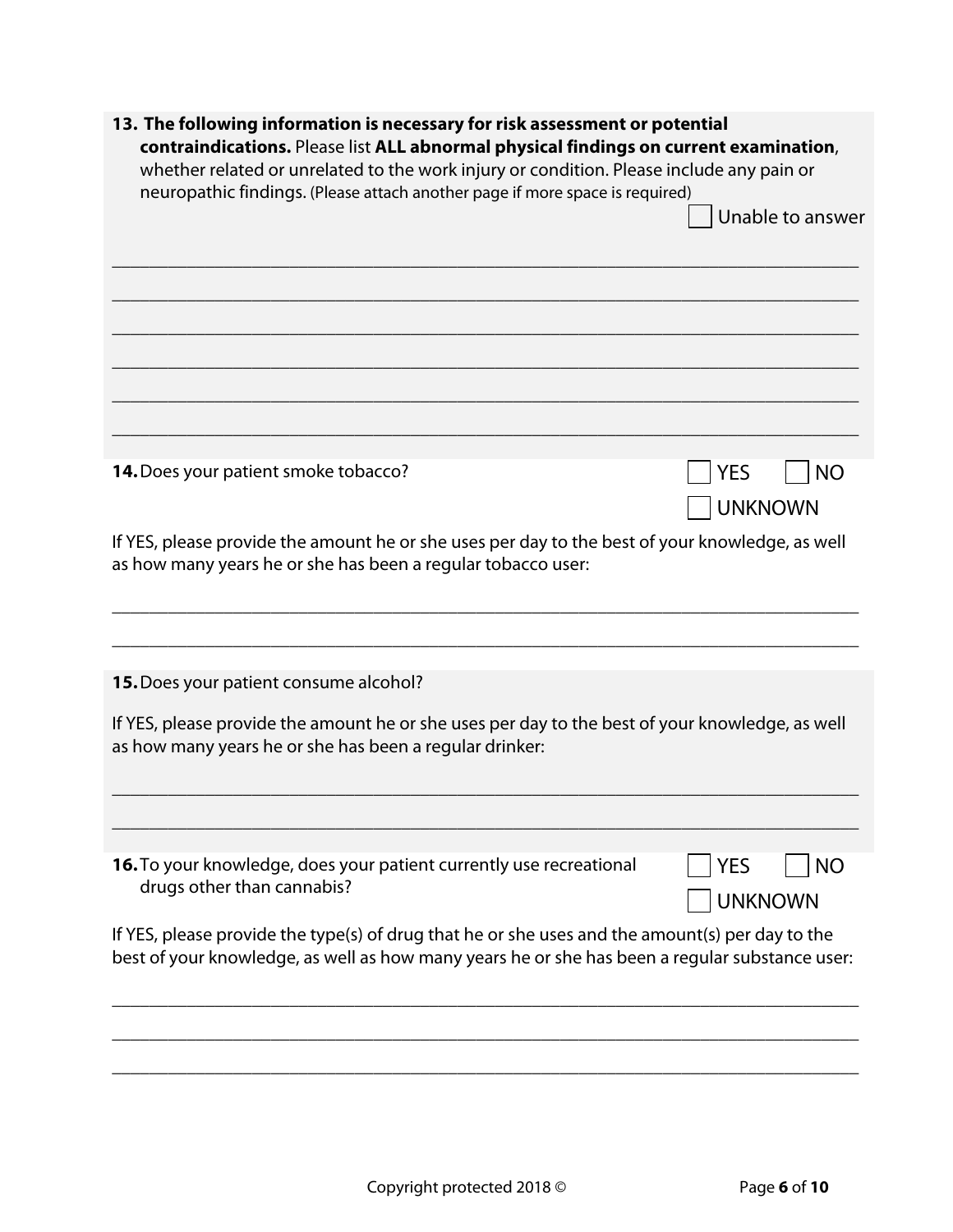**13. The following information is necessary for risk assessment or potential contraindications.** Please list **ALL abnormal physical findings on current examination**, whether related or unrelated to the work injury or condition. Please include any pain or neuropathic findings. (Please attach another page if more space is required)

☐ Unable to answer

\_\_\_\_\_\_\_\_\_\_\_\_\_\_\_\_\_\_\_\_\_\_\_\_\_\_\_\_\_\_\_\_\_\_\_\_\_\_\_\_\_\_\_\_\_\_\_\_\_\_\_\_\_\_\_\_\_\_\_\_\_\_\_\_\_\_\_\_\_\_\_\_\_\_\_\_\_\_

\_\_\_\_\_\_\_\_\_\_\_\_\_\_\_\_\_\_\_\_\_\_\_\_\_\_\_\_\_\_\_\_\_\_\_\_\_\_\_\_\_\_\_\_\_\_\_\_\_\_\_\_\_\_\_\_\_\_\_\_\_\_\_\_\_\_\_\_\_\_\_\_\_\_\_\_\_\_

\_\_\_\_\_\_\_\_\_\_\_\_\_\_\_\_\_\_\_\_\_\_\_\_\_\_\_\_\_\_\_\_\_\_\_\_\_\_\_\_\_\_\_\_\_\_\_\_\_\_\_\_\_\_\_\_\_\_\_\_\_\_\_\_\_\_\_\_\_\_\_\_\_\_\_\_\_\_

\_\_\_\_\_\_\_\_\_\_\_\_\_\_\_\_\_\_\_\_\_\_\_\_\_\_\_\_\_\_\_\_\_\_\_\_\_\_\_\_\_\_\_\_\_\_\_\_\_\_\_\_\_\_\_\_\_\_\_\_\_\_\_\_\_\_\_\_\_\_\_\_\_\_\_\_\_\_

\_\_\_\_\_\_\_\_\_\_\_\_\_\_\_\_\_\_\_\_\_\_\_\_\_\_\_\_\_\_\_\_\_\_\_\_\_\_\_\_\_\_\_\_\_\_\_\_\_\_\_\_\_\_\_\_\_\_\_\_\_\_\_\_\_\_\_\_\_\_\_\_\_\_\_\_\_\_

\_\_\_\_\_\_\_\_\_\_\_\_\_\_\_\_\_\_\_\_\_\_\_\_\_\_\_\_\_\_\_\_\_\_\_\_\_\_\_\_\_\_\_\_\_\_\_\_\_\_\_\_\_\_\_\_\_\_\_\_\_\_\_\_\_\_\_\_\_\_\_\_\_\_\_\_\_\_

**14.** Does your patient smoke tobacco? ☐ YES ☐ NO ☐ UNKNOWN

If YES, please provide the amount he or she uses per day to the best of your knowledge, as well as how many years he or she has been a regular tobacco user:

\_\_\_\_\_\_\_\_\_\_\_\_\_\_\_\_\_\_\_\_\_\_\_\_\_\_\_\_\_\_\_\_\_\_\_\_\_\_\_\_\_\_\_\_\_\_\_\_\_\_\_\_\_\_\_\_\_\_\_\_\_\_\_\_\_\_\_\_\_\_\_\_\_\_\_\_\_\_

\_\_\_\_\_\_\_\_\_\_\_\_\_\_\_\_\_\_\_\_\_\_\_\_\_\_\_\_\_\_\_\_\_\_\_\_\_\_\_\_\_\_\_\_\_\_\_\_\_\_\_\_\_\_\_\_\_\_\_\_\_\_\_\_\_\_\_\_\_\_\_\_\_\_\_\_\_\_

**15.** Does your patient consume alcohol?

If YES, please provide the amount he or she uses per day to the best of your knowledge, as well as how many years he or she has been a regular drinker:

\_\_\_\_\_\_\_\_\_\_\_\_\_\_\_\_\_\_\_\_\_\_\_\_\_\_\_\_\_\_\_\_\_\_\_\_\_\_\_\_\_\_\_\_\_\_\_\_\_\_\_\_\_\_\_\_\_\_\_\_\_\_\_\_\_\_\_\_\_\_\_\_\_\_\_\_\_\_

\_\_\_\_\_\_\_\_\_\_\_\_\_\_\_\_\_\_\_\_\_\_\_\_\_\_\_\_\_\_\_\_\_\_\_\_\_\_\_\_\_\_\_\_\_\_\_\_\_\_\_\_\_\_\_\_\_\_\_\_\_\_\_\_\_\_\_\_\_\_\_\_\_\_\_\_\_\_

**16.** To your knowledge, does your patient currently use recreational drugs other than cannabis? ☐ YES ☐ NO ☐ UNKNOWN

If YES, please provide the type(s) of drug that he or she uses and the amount(s) per day to the best of your knowledge, as well as how many years he or she has been a regular substance user:

\_\_\_\_\_\_\_\_\_\_\_\_\_\_\_\_\_\_\_\_\_\_\_\_\_\_\_\_\_\_\_\_\_\_\_\_\_\_\_\_\_\_\_\_\_\_\_\_\_\_\_\_\_\_\_\_\_\_\_\_\_\_\_\_\_\_\_\_\_\_\_\_\_\_\_\_\_\_

\_\_\_\_\_\_\_\_\_\_\_\_\_\_\_\_\_\_\_\_\_\_\_\_\_\_\_\_\_\_\_\_\_\_\_\_\_\_\_\_\_\_\_\_\_\_\_\_\_\_\_\_\_\_\_\_\_\_\_\_\_\_\_\_\_\_\_\_\_\_\_\_\_\_\_\_\_\_

\_\_\_\_\_\_\_\_\_\_\_\_\_\_\_\_\_\_\_\_\_\_\_\_\_\_\_\_\_\_\_\_\_\_\_\_\_\_\_\_\_\_\_\_\_\_\_\_\_\_\_\_\_\_\_\_\_\_\_\_\_\_\_\_\_\_\_\_\_\_\_\_\_\_\_\_\_\_

Copyright protected 2018 ©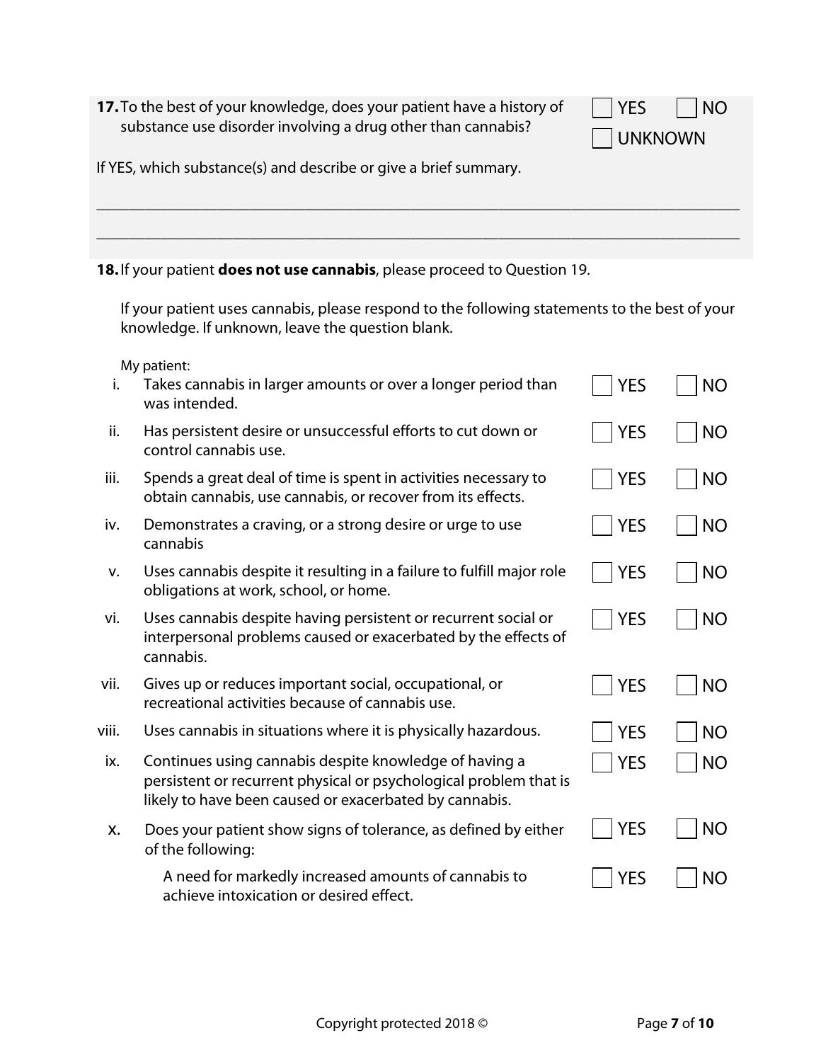**17.** To the best of your knowledge, does your patient have a history of substance use disorder involving a drug other than cannabis?

☐ YES ☐ NO
☐ UNKNOWN

If YES, which substance(s) and describe or give a brief summary.

_______________________________________________________________________________

_______________________________________________________________________________

**18.** If your patient **does not use cannabis**, please proceed to Question 19.

If your patient uses cannabis, please respond to the following statements to the best of your knowledge. If unknown, leave the question blank.

My patient:

| | Statement | YES | NO |
|---|---|---|---|
| i. | Takes cannabis in larger amounts or over a longer period than was intended. | ☐ YES | ☐ NO |
| ii. | Has persistent desire or unsuccessful efforts to cut down or control cannabis use. | ☐ YES | ☐ NO |
| iii. | Spends a great deal of time is spent in activities necessary to obtain cannabis, use cannabis, or recover from its effects. | ☐ YES | ☐ NO |
| iv. | Demonstrates a craving, or a strong desire or urge to use cannabis | ☐ YES | ☐ NO |
| v. | Uses cannabis despite it resulting in a failure to fulfill major role obligations at work, school, or home. | ☐ YES | ☐ NO |
| vi. | Uses cannabis despite having persistent or recurrent social or interpersonal problems caused or exacerbated by the effects of cannabis. | ☐ YES | ☐ NO |
| vii. | Gives up or reduces important social, occupational, or recreational activities because of cannabis use. | ☐ YES | ☐ NO |
| viii. | Uses cannabis in situations where it is physically hazardous. | ☐ YES | ☐ NO |
| ix. | Continues using cannabis despite knowledge of having a persistent or recurrent physical or psychological problem that is likely to have been caused or exacerbated by cannabis. | ☐ YES | ☐ NO |
| x. | Does your patient show signs of tolerance, as defined by either of the following: | ☐ YES | ☐ NO |
| | A need for markedly increased amounts of cannabis to achieve intoxication or desired effect. | ☐ YES | ☐ NO |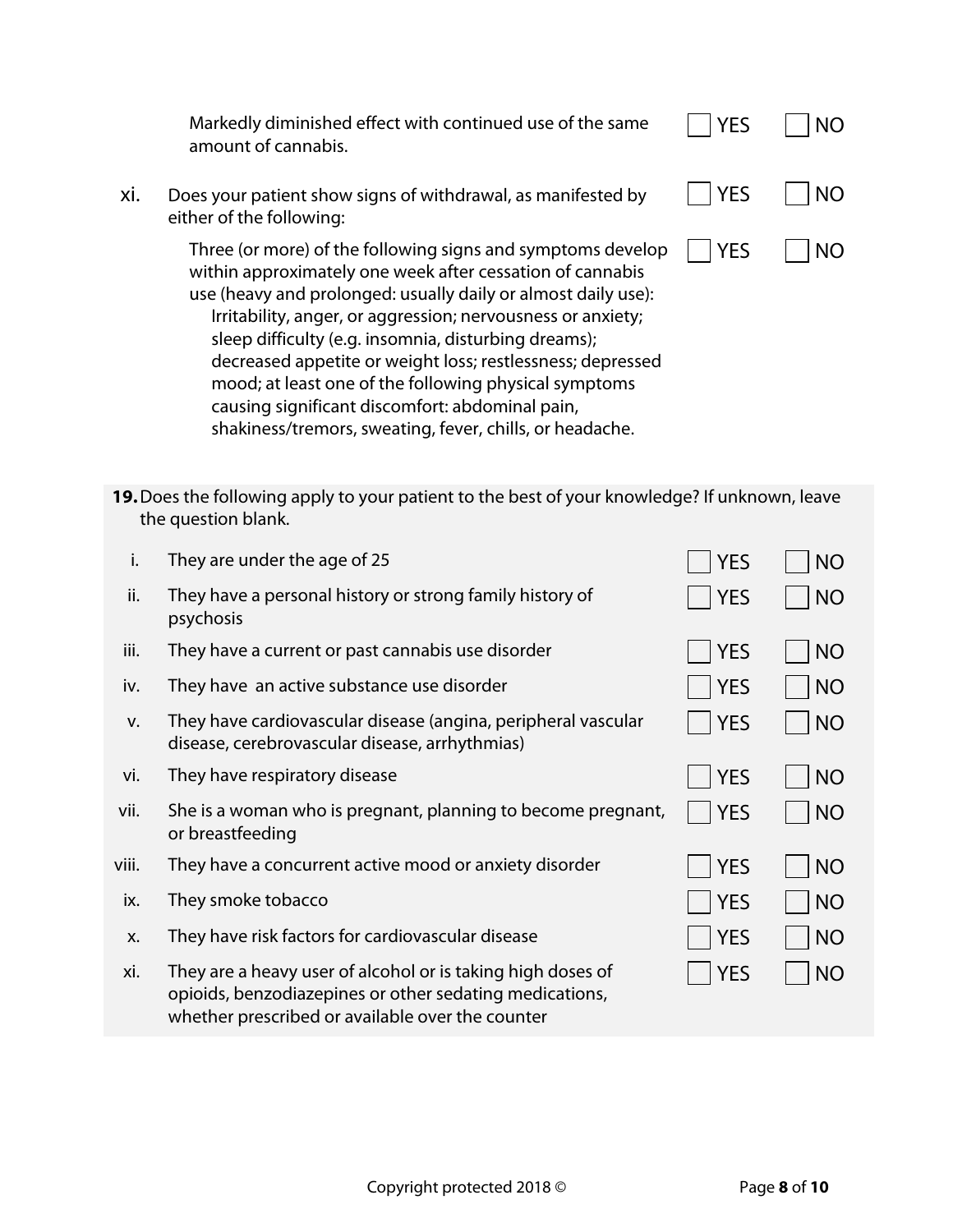Markedly diminished effect with continued use of the same amount of cannabis. ☐ YES ☐ NO

xi. Does your patient show signs of withdrawal, as manifested by either of the following: ☐ YES ☐ NO

Three (or more) of the following signs and symptoms develop within approximately one week after cessation of cannabis use (heavy and prolonged: usually daily or almost daily use): Irritability, anger, or aggression; nervousness or anxiety; sleep difficulty (e.g. insomnia, disturbing dreams); decreased appetite or weight loss; restlessness; depressed mood; at least one of the following physical symptoms causing significant discomfort: abdominal pain, shakiness/tremors, sweating, fever, chills, or headache. ☐ YES ☐ NO

**19.** Does the following apply to your patient to the best of your knowledge? If unknown, leave the question blank.

| | | | |
|---|---|---|---|
| i. | They are under the age of 25 | ☐ YES | ☐ NO |
| ii. | They have a personal history or strong family history of psychosis | ☐ YES | ☐ NO |
| iii. | They have a current or past cannabis use disorder | ☐ YES | ☐ NO |
| iv. | They have an active substance use disorder | ☐ YES | ☐ NO |
| v. | They have cardiovascular disease (angina, peripheral vascular disease, cerebrovascular disease, arrhythmias) | ☐ YES | ☐ NO |
| vi. | They have respiratory disease | ☐ YES | ☐ NO |
| vii. | She is a woman who is pregnant, planning to become pregnant, or breastfeeding | ☐ YES | ☐ NO |
| viii. | They have a concurrent active mood or anxiety disorder | ☐ YES | ☐ NO |
| ix. | They smoke tobacco | ☐ YES | ☐ NO |
| x. | They have risk factors for cardiovascular disease | ☐ YES | ☐ NO |
| xi. | They are a heavy user of alcohol or is taking high doses of opioids, benzodiazepines or other sedating medications, whether prescribed or available over the counter | ☐ YES | ☐ NO |

Copyright protected 2018 ©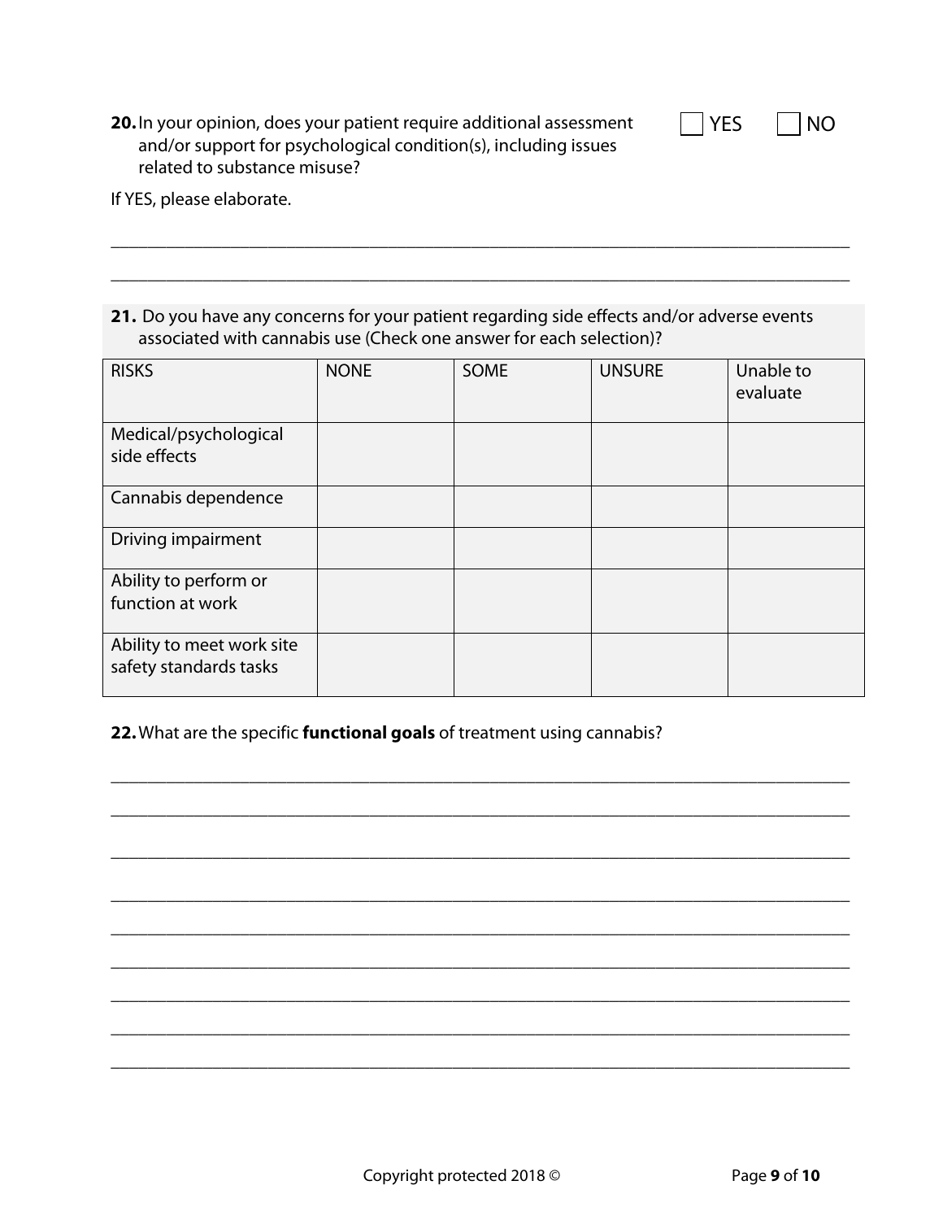**20.** In your opinion, does your patient require additional assessment and/or support for psychological condition(s), including issues related to substance misuse?

☐ YES ☐ NO

If YES, please elaborate.

\_\_\_\_\_\_\_\_\_\_\_\_\_\_\_\_\_\_\_\_\_\_\_\_\_\_\_\_\_\_\_\_\_\_\_\_\_\_\_\_\_\_\_\_\_\_\_\_\_\_\_\_\_\_\_\_\_\_\_\_\_\_\_\_\_\_\_\_\_\_\_\_\_\_\_\_\_\_

\_\_\_\_\_\_\_\_\_\_\_\_\_\_\_\_\_\_\_\_\_\_\_\_\_\_\_\_\_\_\_\_\_\_\_\_\_\_\_\_\_\_\_\_\_\_\_\_\_\_\_\_\_\_\_\_\_\_\_\_\_\_\_\_\_\_\_\_\_\_\_\_\_\_\_\_\_\_

**21.** Do you have any concerns for your patient regarding side effects and/or adverse events associated with cannabis use (Check one answer for each selection)?

| RISKS | NONE | SOME | UNSURE | Unable to evaluate |
|---|---|---|---|---|
| Medical/psychological side effects | | | | |
| Cannabis dependence | | | | |
| Driving impairment | | | | |
| Ability to perform or function at work | | | | |
| Ability to meet work site safety standards tasks | | | | |

**22.** What are the specific **functional goals** of treatment using cannabis?

\_\_\_\_\_\_\_\_\_\_\_\_\_\_\_\_\_\_\_\_\_\_\_\_\_\_\_\_\_\_\_\_\_\_\_\_\_\_\_\_\_\_\_\_\_\_\_\_\_\_\_\_\_\_\_\_\_\_\_\_\_\_\_\_\_\_\_\_\_\_\_\_\_\_\_\_\_\_

\_\_\_\_\_\_\_\_\_\_\_\_\_\_\_\_\_\_\_\_\_\_\_\_\_\_\_\_\_\_\_\_\_\_\_\_\_\_\_\_\_\_\_\_\_\_\_\_\_\_\_\_\_\_\_\_\_\_\_\_\_\_\_\_\_\_\_\_\_\_\_\_\_\_\_\_\_\_

\_\_\_\_\_\_\_\_\_\_\_\_\_\_\_\_\_\_\_\_\_\_\_\_\_\_\_\_\_\_\_\_\_\_\_\_\_\_\_\_\_\_\_\_\_\_\_\_\_\_\_\_\_\_\_\_\_\_\_\_\_\_\_\_\_\_\_\_\_\_\_\_\_\_\_\_\_\_

\_\_\_\_\_\_\_\_\_\_\_\_\_\_\_\_\_\_\_\_\_\_\_\_\_\_\_\_\_\_\_\_\_\_\_\_\_\_\_\_\_\_\_\_\_\_\_\_\_\_\_\_\_\_\_\_\_\_\_\_\_\_\_\_\_\_\_\_\_\_\_\_\_\_\_\_\_\_

\_\_\_\_\_\_\_\_\_\_\_\_\_\_\_\_\_\_\_\_\_\_\_\_\_\_\_\_\_\_\_\_\_\_\_\_\_\_\_\_\_\_\_\_\_\_\_\_\_\_\_\_\_\_\_\_\_\_\_\_\_\_\_\_\_\_\_\_\_\_\_\_\_\_\_\_\_\_

\_\_\_\_\_\_\_\_\_\_\_\_\_\_\_\_\_\_\_\_\_\_\_\_\_\_\_\_\_\_\_\_\_\_\_\_\_\_\_\_\_\_\_\_\_\_\_\_\_\_\_\_\_\_\_\_\_\_\_\_\_\_\_\_\_\_\_\_\_\_\_\_\_\_\_\_\_\_

\_\_\_\_\_\_\_\_\_\_\_\_\_\_\_\_\_\_\_\_\_\_\_\_\_\_\_\_\_\_\_\_\_\_\_\_\_\_\_\_\_\_\_\_\_\_\_\_\_\_\_\_\_\_\_\_\_\_\_\_\_\_\_\_\_\_\_\_\_\_\_\_\_\_\_\_\_\_

\_\_\_\_\_\_\_\_\_\_\_\_\_\_\_\_\_\_\_\_\_\_\_\_\_\_\_\_\_\_\_\_\_\_\_\_\_\_\_\_\_\_\_\_\_\_\_\_\_\_\_\_\_\_\_\_\_\_\_\_\_\_\_\_\_\_\_\_\_\_\_\_\_\_\_\_\_\_

\_\_\_\_\_\_\_\_\_\_\_\_\_\_\_\_\_\_\_\_\_\_\_\_\_\_\_\_\_\_\_\_\_\_\_\_\_\_\_\_\_\_\_\_\_\_\_\_\_\_\_\_\_\_\_\_\_\_\_\_\_\_\_\_\_\_\_\_\_\_\_\_\_\_\_\_\_\_

Copyright protected 2018 ©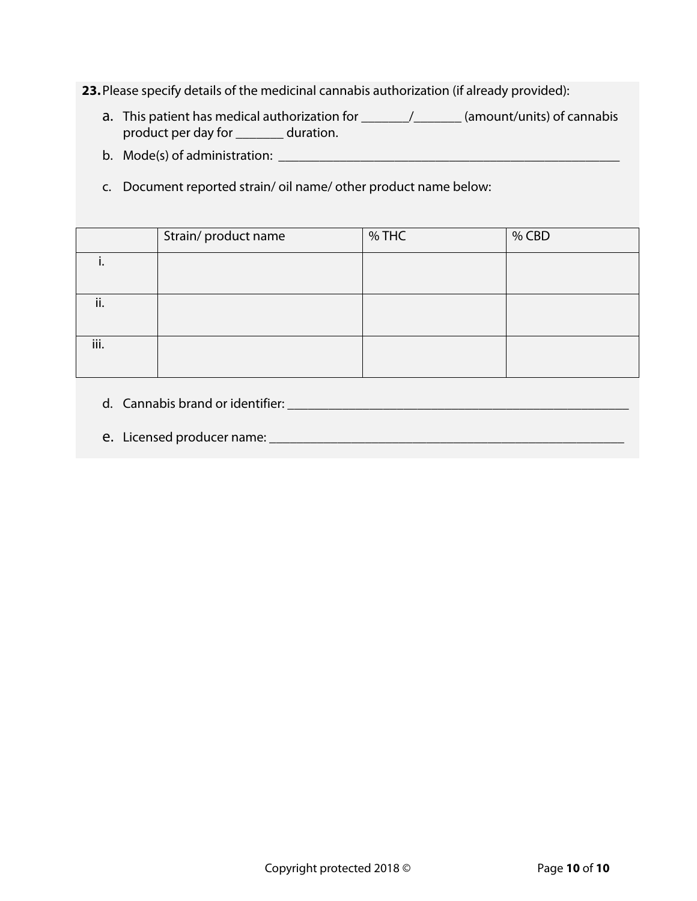**23.** Please specify details of the medicinal cannabis authorization (if already provided):

a. This patient has medical authorization for _______/_______ (amount/units) of cannabis product per day for _______ duration.

b. Mode(s) of administration: ____________________________________________________

c. Document reported strain/ oil name/ other product name below:

| | Strain/ product name | % THC | % CBD |
|---|---|---|---|
| i. | | | |
| ii. | | | |
| iii. | | | |

d. Cannabis brand or identifier: ____________________________________________________

e. Licensed producer name: ____________________________________________________

Copyright protected 2018 ©